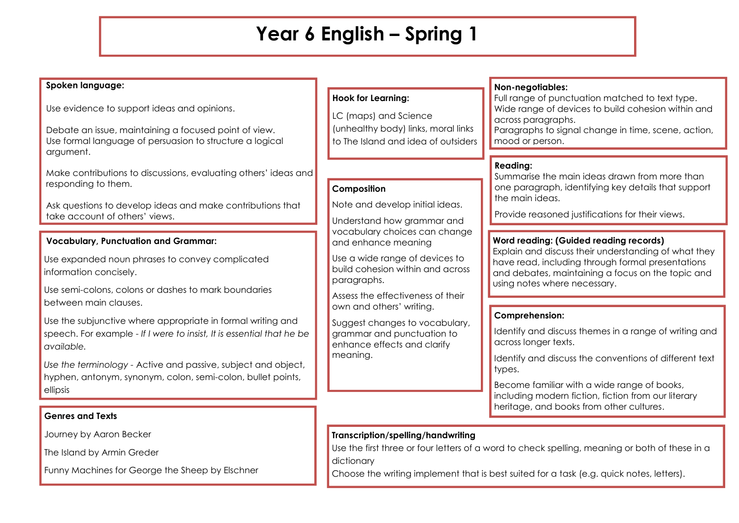# Year 6 English – Spring 1

**Spoken language:**

Use evidence to support ideas and opinions.

Debate an issue, maintaining a focused point of view.
Use formal language of persuasion to structure a logical argument.

Make contributions to discussions, evaluating others' ideas and responding to them.

Ask questions to develop ideas and make contributions that take account of others' views.

**Vocabulary, Punctuation and Grammar:**

Use expanded noun phrases to convey complicated information concisely.

Use semi-colons, colons or dashes to mark boundaries between main clauses.

Use the subjunctive where appropriate in formal writing and speech. For example - *If I were to insist, It is essential that he be available.*

*Use the terminology* - Active and passive, subject and object, hyphen, antonym, synonym, colon, semi-colon, bullet points, ellipsis

**Genres and Texts**

Journey by Aaron Becker

The Island by Armin Greder

Funny Machines for George the Sheep by Elschner

**Hook for Learning:**

LC (maps) and Science (unhealthy body) links, moral links to The Island and idea of outsiders

**Composition**

Note and develop initial ideas.

Understand how grammar and vocabulary choices can change and enhance meaning

Use a wide range of devices to build cohesion within and across paragraphs.

Assess the effectiveness of their own and others' writing.

Suggest changes to vocabulary, grammar and punctuation to enhance effects and clarify meaning.

**Non-negotiables:**
Full range of punctuation matched to text type.
Wide range of devices to build cohesion within and across paragraphs.
Paragraphs to signal change in time, scene, action, mood or person.

**Reading:**
Summarise the main ideas drawn from more than one paragraph, identifying key details that support the main ideas.

Provide reasoned justifications for their views.

**Word reading: (Guided reading records)**
Explain and discuss their understanding of what they have read, including through formal presentations and debates, maintaining a focus on the topic and using notes where necessary.

**Comprehension:**

Identify and discuss themes in a range of writing and across longer texts.

Identify and discuss the conventions of different text types.

Become familiar with a wide range of books, including modern fiction, fiction from our literary heritage, and books from other cultures.

**Transcription/spelling/handwriting**
Use the first three or four letters of a word to check spelling, meaning or both of these in a dictionary
Choose the writing implement that is best suited for a task (e.g. quick notes, letters).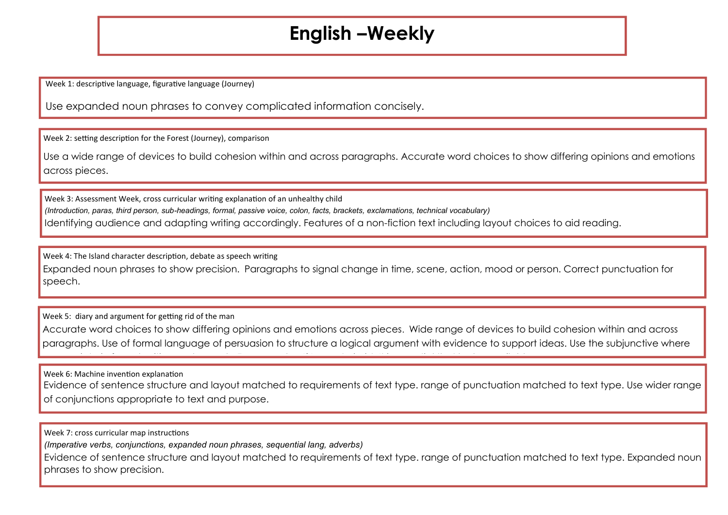# English –Weekly

Week 1: descriptive language, figurative language (Journey)

Use expanded noun phrases to convey complicated information concisely.

Week 2: setting description for the Forest (Journey), comparison

Use a wide range of devices to build cohesion within and across paragraphs. Accurate word choices to show differing opinions and emotions across pieces.

Week 3: Assessment Week, cross curricular writing explanation of an unhealthy child

*(Introduction, paras, third person, sub-headings, formal, passive voice, colon, facts, brackets, exclamations, technical vocabulary)*

Identifying audience and adapting writing accordingly. Features of a non-fiction text including layout choices to aid reading.

Week 4: The Island character description, debate as speech writing

Expanded noun phrases to show precision. Paragraphs to signal change in time, scene, action, mood or person. Correct punctuation for speech.

Week 5: diary and argument for getting rid of the man

Accurate word choices to show differing opinions and emotions across pieces. Wide range of devices to build cohesion within and across paragraphs. Use of formal language of persuasion to structure a logical argument with evidence to support ideas. Use the subjunctive where

Week 6: Machine invention explanation

Evidence of sentence structure and layout matched to requirements of text type. range of punctuation matched to text type. Use wider range of conjunctions appropriate to text and purpose.

Week 7: cross curricular map instructions

*(Imperative verbs, conjunctions, expanded noun phrases, sequential lang, adverbs)*

Evidence of sentence structure and layout matched to requirements of text type. range of punctuation matched to text type. Expanded noun phrases to show precision.